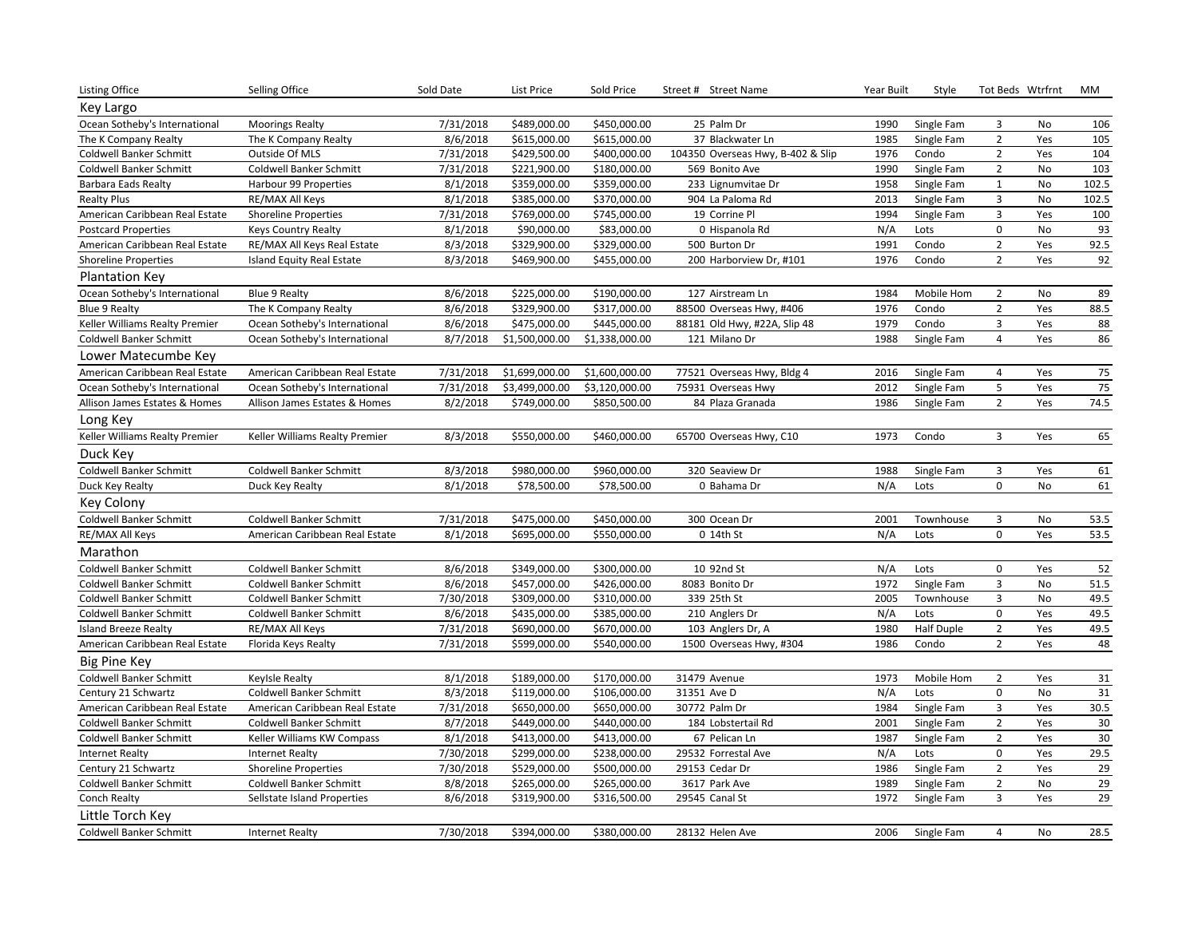| Listing Office | Selling Office | Sold Date | List Price | Sold Price | Street # | Street Name | Year Built | Style | Tot Beds | Wtrfrnt | MM |
|---|---|---|---|---|---|---|---|---|---|---|---|
| **Key Largo** | | | | | | | | | | | |
| Ocean Sotheby's International | Moorings Realty | 7/31/2018 | $489,000.00 | $450,000.00 | 25 | Palm Dr | 1990 | Single Fam | 3 | No | 106 |
| The K Company Realty | The K Company Realty | 8/6/2018 | $615,000.00 | $615,000.00 | 37 | Blackwater Ln | 1985 | Single Fam | 2 | Yes | 105 |
| Coldwell Banker Schmitt | Outside Of MLS | 7/31/2018 | $429,500.00 | $400,000.00 | 104350 | Overseas Hwy, B-402 & Slip | 1976 | Condo | 2 | Yes | 104 |
| Coldwell Banker Schmitt | Coldwell Banker Schmitt | 7/31/2018 | $221,900.00 | $180,000.00 | 569 | Bonito Ave | 1990 | Single Fam | 2 | No | 103 |
| Barbara Eads Realty | Harbour 99 Properties | 8/1/2018 | $359,000.00 | $359,000.00 | 233 | Lignumvitae Dr | 1958 | Single Fam | 1 | No | 102.5 |
| Realty Plus | RE/MAX All Keys | 8/1/2018 | $385,000.00 | $370,000.00 | 904 | La Paloma Rd | 2013 | Single Fam | 3 | No | 102.5 |
| American Caribbean Real Estate | Shoreline Properties | 7/31/2018 | $769,000.00 | $745,000.00 | 19 | Corrine Pl | 1994 | Single Fam | 3 | Yes | 100 |
| Postcard Properties | Keys Country Realty | 8/1/2018 | $90,000.00 | $83,000.00 | 0 | Hispanola Rd | N/A | Lots | 0 | No | 93 |
| American Caribbean Real Estate | RE/MAX All Keys Real Estate | 8/3/2018 | $329,900.00 | $329,000.00 | 500 | Burton Dr | 1991 | Condo | 2 | Yes | 92.5 |
| Shoreline Properties | Island Equity Real Estate | 8/3/2018 | $469,900.00 | $455,000.00 | 200 | Harborview Dr, #101 | 1976 | Condo | 2 | Yes | 92 |
| **Plantation Key** | | | | | | | | | | | |
| Ocean Sotheby's International | Blue 9 Realty | 8/6/2018 | $225,000.00 | $190,000.00 | 127 | Airstream Ln | 1984 | Mobile Hom | 2 | No | 89 |
| Blue 9 Realty | The K Company Realty | 8/6/2018 | $329,900.00 | $317,000.00 | 88500 | Overseas Hwy, #406 | 1976 | Condo | 2 | Yes | 88.5 |
| Keller Williams Realty Premier | Ocean Sotheby's International | 8/6/2018 | $475,000.00 | $445,000.00 | 88181 | Old Hwy, #22A, Slip 48 | 1979 | Condo | 3 | Yes | 88 |
| Coldwell Banker Schmitt | Ocean Sotheby's International | 8/7/2018 | $1,500,000.00 | $1,338,000.00 | 121 | Milano Dr | 1988 | Single Fam | 4 | Yes | 86 |
| **Lower Matecumbe Key** | | | | | | | | | | | |
| American Caribbean Real Estate | American Caribbean Real Estate | 7/31/2018 | $1,699,000.00 | $1,600,000.00 | 77521 | Overseas Hwy, Bldg 4 | 2016 | Single Fam | 4 | Yes | 75 |
| Ocean Sotheby's International | Ocean Sotheby's International | 7/31/2018 | $3,499,000.00 | $3,120,000.00 | 75931 | Overseas Hwy | 2012 | Single Fam | 5 | Yes | 75 |
| Allison James Estates & Homes | Allison James Estates & Homes | 8/2/2018 | $749,000.00 | $850,500.00 | 84 | Plaza Granada | 1986 | Single Fam | 2 | Yes | 74.5 |
| **Long Key** | | | | | | | | | | | |
| Keller Williams Realty Premier | Keller Williams Realty Premier | 8/3/2018 | $550,000.00 | $460,000.00 | 65700 | Overseas Hwy, C10 | 1973 | Condo | 3 | Yes | 65 |
| **Duck Key** | | | | | | | | | | | |
| Coldwell Banker Schmitt | Coldwell Banker Schmitt | 8/3/2018 | $980,000.00 | $960,000.00 | 320 | Seaview Dr | 1988 | Single Fam | 3 | Yes | 61 |
| Duck Key Realty | Duck Key Realty | 8/1/2018 | $78,500.00 | $78,500.00 | 0 | Bahama Dr | N/A | Lots | 0 | No | 61 |
| **Key Colony** | | | | | | | | | | | |
| Coldwell Banker Schmitt | Coldwell Banker Schmitt | 7/31/2018 | $475,000.00 | $450,000.00 | 300 | Ocean Dr | 2001 | Townhouse | 3 | No | 53.5 |
| RE/MAX All Keys | American Caribbean Real Estate | 8/1/2018 | $695,000.00 | $550,000.00 | 0 | 14th St | N/A | Lots | 0 | Yes | 53.5 |
| **Marathon** | | | | | | | | | | | |
| Coldwell Banker Schmitt | Coldwell Banker Schmitt | 8/6/2018 | $349,000.00 | $300,000.00 | 10 | 92nd St | N/A | Lots | 0 | Yes | 52 |
| Coldwell Banker Schmitt | Coldwell Banker Schmitt | 8/6/2018 | $457,000.00 | $426,000.00 | 8083 | Bonito Dr | 1972 | Single Fam | 3 | No | 51.5 |
| Coldwell Banker Schmitt | Coldwell Banker Schmitt | 7/30/2018 | $309,000.00 | $310,000.00 | 339 | 25th St | 2005 | Townhouse | 3 | No | 49.5 |
| Coldwell Banker Schmitt | Coldwell Banker Schmitt | 8/6/2018 | $435,000.00 | $385,000.00 | 210 | Anglers Dr | N/A | Lots | 0 | Yes | 49.5 |
| Island Breeze Realty | RE/MAX All Keys | 7/31/2018 | $690,000.00 | $670,000.00 | 103 | Anglers Dr, A | 1980 | Half Duple | 2 | Yes | 49.5 |
| American Caribbean Real Estate | Florida Keys Realty | 7/31/2018 | $599,000.00 | $540,000.00 | 1500 | Overseas Hwy, #304 | 1986 | Condo | 2 | Yes | 48 |
| **Big Pine Key** | | | | | | | | | | | |
| Coldwell Banker Schmitt | KeyIsle Realty | 8/1/2018 | $189,000.00 | $170,000.00 | 31479 | Avenue | 1973 | Mobile Hom | 2 | Yes | 31 |
| Century 21 Schwartz | Coldwell Banker Schmitt | 8/3/2018 | $119,000.00 | $106,000.00 | 31351 | Ave D | N/A | Lots | 0 | No | 31 |
| American Caribbean Real Estate | American Caribbean Real Estate | 7/31/2018 | $650,000.00 | $650,000.00 | 30772 | Palm Dr | 1984 | Single Fam | 3 | Yes | 30.5 |
| Coldwell Banker Schmitt | Coldwell Banker Schmitt | 8/7/2018 | $449,000.00 | $440,000.00 | 184 | Lobstertail Rd | 2001 | Single Fam | 2 | Yes | 30 |
| Coldwell Banker Schmitt | Keller Williams KW Compass | 8/1/2018 | $413,000.00 | $413,000.00 | 67 | Pelican Ln | 1987 | Single Fam | 2 | Yes | 30 |
| Internet Realty | Internet Realty | 7/30/2018 | $299,000.00 | $238,000.00 | 29532 | Forrestal Ave | N/A | Lots | 0 | Yes | 29.5 |
| Century 21 Schwartz | Shoreline Properties | 7/30/2018 | $529,000.00 | $500,000.00 | 29153 | Cedar Dr | 1986 | Single Fam | 2 | Yes | 29 |
| Coldwell Banker Schmitt | Coldwell Banker Schmitt | 8/8/2018 | $265,000.00 | $265,000.00 | 3617 | Park Ave | 1989 | Single Fam | 2 | No | 29 |
| Conch Realty | Sellstate Island Properties | 8/6/2018 | $319,900.00 | $316,500.00 | 29545 | Canal St | 1972 | Single Fam | 3 | Yes | 29 |
| **Little Torch Key** | | | | | | | | | | | |
| Coldwell Banker Schmitt | Internet Realty | 7/30/2018 | $394,000.00 | $380,000.00 | 28132 | Helen Ave | 2006 | Single Fam | 4 | No | 28.5 |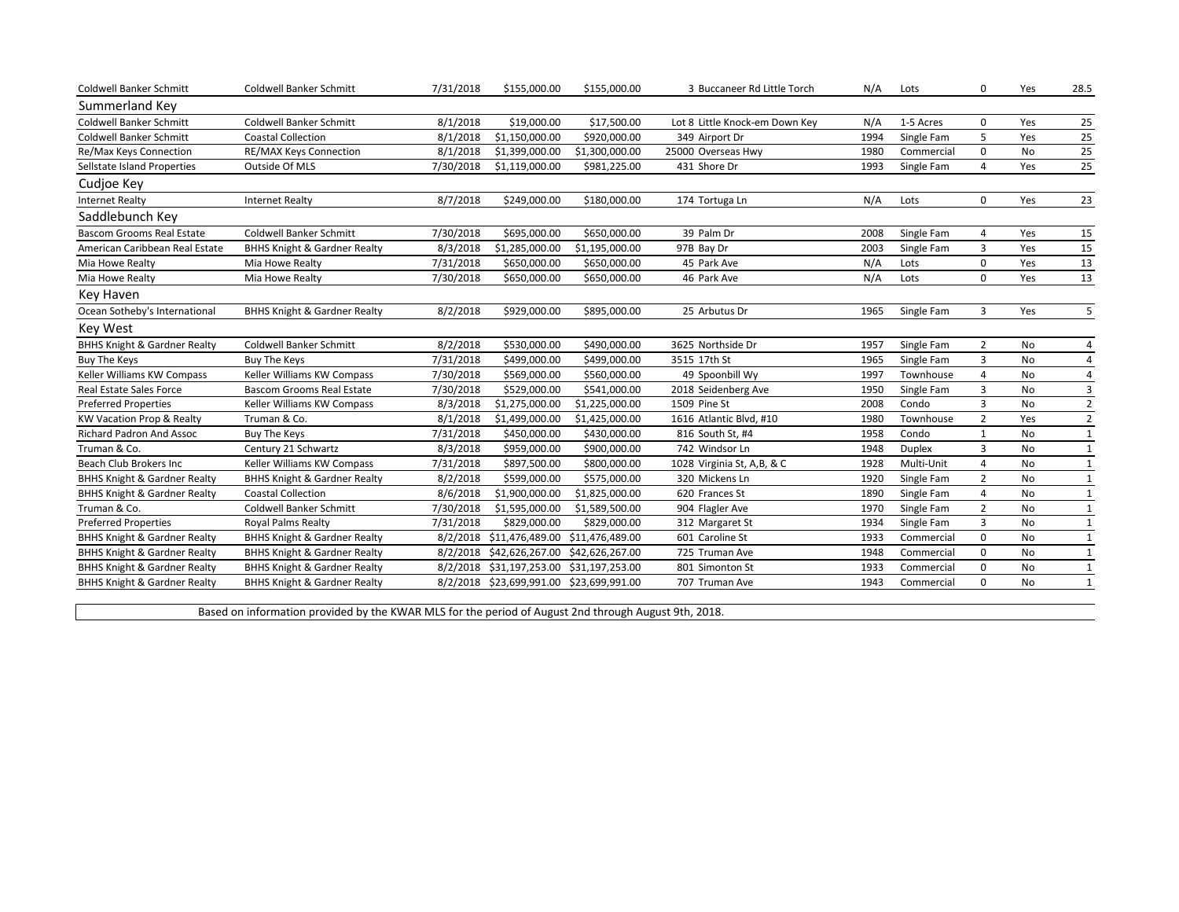| | | | | | | | | | | |
|---|---|---|---|---|---|---|---|---|---|---|
| Coldwell Banker Schmitt | Coldwell Banker Schmitt | 7/31/2018 | $155,000.00 | $155,000.00 | 3 Buccaneer Rd Little Torch | N/A | Lots | 0 | Yes | 28.5 |
| Summerland Key | | | | | | | | | | |
| Coldwell Banker Schmitt | Coldwell Banker Schmitt | 8/1/2018 | $19,000.00 | $17,500.00 | Lot 8 Little Knock-em Down Key | N/A | 1-5 Acres | 0 | Yes | 25 |
| Coldwell Banker Schmitt | Coastal Collection | 8/1/2018 | $1,150,000.00 | $920,000.00 | 349 Airport Dr | 1994 | Single Fam | 5 | Yes | 25 |
| Re/Max Keys Connection | RE/MAX Keys Connection | 8/1/2018 | $1,399,000.00 | $1,300,000.00 | 25000 Overseas Hwy | 1980 | Commercial | 0 | No | 25 |
| Sellstate Island Properties | Outside Of MLS | 7/30/2018 | $1,119,000.00 | $981,225.00 | 431 Shore Dr | 1993 | Single Fam | 4 | Yes | 25 |
| Cudjoe Key | | | | | | | | | | |
| Internet Realty | Internet Realty | 8/7/2018 | $249,000.00 | $180,000.00 | 174 Tortuga Ln | N/A | Lots | 0 | Yes | 23 |
| Saddlebunch Key | | | | | | | | | | |
| Bascom Grooms Real Estate | Coldwell Banker Schmitt | 7/30/2018 | $695,000.00 | $650,000.00 | 39 Palm Dr | 2008 | Single Fam | 4 | Yes | 15 |
| American Caribbean Real Estate | BHHS Knight & Gardner Realty | 8/3/2018 | $1,285,000.00 | $1,195,000.00 | 97B Bay Dr | 2003 | Single Fam | 3 | Yes | 15 |
| Mia Howe Realty | Mia Howe Realty | 7/31/2018 | $650,000.00 | $650,000.00 | 45 Park Ave | N/A | Lots | 0 | Yes | 13 |
| Mia Howe Realty | Mia Howe Realty | 7/30/2018 | $650,000.00 | $650,000.00 | 46 Park Ave | N/A | Lots | 0 | Yes | 13 |
| Key Haven | | | | | | | | | | |
| Ocean Sotheby's International | BHHS Knight & Gardner Realty | 8/2/2018 | $929,000.00 | $895,000.00 | 25 Arbutus Dr | 1965 | Single Fam | 3 | Yes | 5 |
| Key West | | | | | | | | | | |
| BHHS Knight & Gardner Realty | Coldwell Banker Schmitt | 8/2/2018 | $530,000.00 | $490,000.00 | 3625 Northside Dr | 1957 | Single Fam | 2 | No | 4 |
| Buy The Keys | Buy The Keys | 7/31/2018 | $499,000.00 | $499,000.00 | 3515 17th St | 1965 | Single Fam | 3 | No | 4 |
| Keller Williams KW Compass | Keller Williams KW Compass | 7/30/2018 | $569,000.00 | $560,000.00 | 49 Spoonbill Wy | 1997 | Townhouse | 4 | No | 4 |
| Real Estate Sales Force | Bascom Grooms Real Estate | 7/30/2018 | $529,000.00 | $541,000.00 | 2018 Seidenberg Ave | 1950 | Single Fam | 3 | No | 3 |
| Preferred Properties | Keller Williams KW Compass | 8/3/2018 | $1,275,000.00 | $1,225,000.00 | 1509 Pine St | 2008 | Condo | 3 | No | 2 |
| KW Vacation Prop & Realty | Truman & Co. | 8/1/2018 | $1,499,000.00 | $1,425,000.00 | 1616 Atlantic Blvd, #10 | 1980 | Townhouse | 2 | Yes | 2 |
| Richard Padron And Assoc | Buy The Keys | 7/31/2018 | $450,000.00 | $430,000.00 | 816 South St, #4 | 1958 | Condo | 1 | No | 1 |
| Truman & Co. | Century 21 Schwartz | 8/3/2018 | $959,000.00 | $900,000.00 | 742 Windsor Ln | 1948 | Duplex | 3 | No | 1 |
| Beach Club Brokers Inc | Keller Williams KW Compass | 7/31/2018 | $897,500.00 | $800,000.00 | 1028 Virginia St, A,B, & C | 1928 | Multi-Unit | 4 | No | 1 |
| BHHS Knight & Gardner Realty | BHHS Knight & Gardner Realty | 8/2/2018 | $599,000.00 | $575,000.00 | 320 Mickens Ln | 1920 | Single Fam | 2 | No | 1 |
| BHHS Knight & Gardner Realty | Coastal Collection | 8/6/2018 | $1,900,000.00 | $1,825,000.00 | 620 Frances St | 1890 | Single Fam | 4 | No | 1 |
| Truman & Co. | Coldwell Banker Schmitt | 7/30/2018 | $1,595,000.00 | $1,589,500.00 | 904 Flagler Ave | 1970 | Single Fam | 2 | No | 1 |
| Preferred Properties | Royal Palms Realty | 7/31/2018 | $829,000.00 | $829,000.00 | 312 Margaret St | 1934 | Single Fam | 3 | No | 1 |
| BHHS Knight & Gardner Realty | BHHS Knight & Gardner Realty | 8/2/2018 | $11,476,489.00 | $11,476,489.00 | 601 Caroline St | 1933 | Commercial | 0 | No | 1 |
| BHHS Knight & Gardner Realty | BHHS Knight & Gardner Realty | 8/2/2018 | $42,626,267.00 | $42,626,267.00 | 725 Truman Ave | 1948 | Commercial | 0 | No | 1 |
| BHHS Knight & Gardner Realty | BHHS Knight & Gardner Realty | 8/2/2018 | $31,197,253.00 | $31,197,253.00 | 801 Simonton St | 1933 | Commercial | 0 | No | 1 |
| BHHS Knight & Gardner Realty | BHHS Knight & Gardner Realty | 8/2/2018 | $23,699,991.00 | $23,699,991.00 | 707 Truman Ave | 1943 | Commercial | 0 | No | 1 |

Based on information provided by the KWAR MLS for the period of August 2nd through August 9th, 2018.